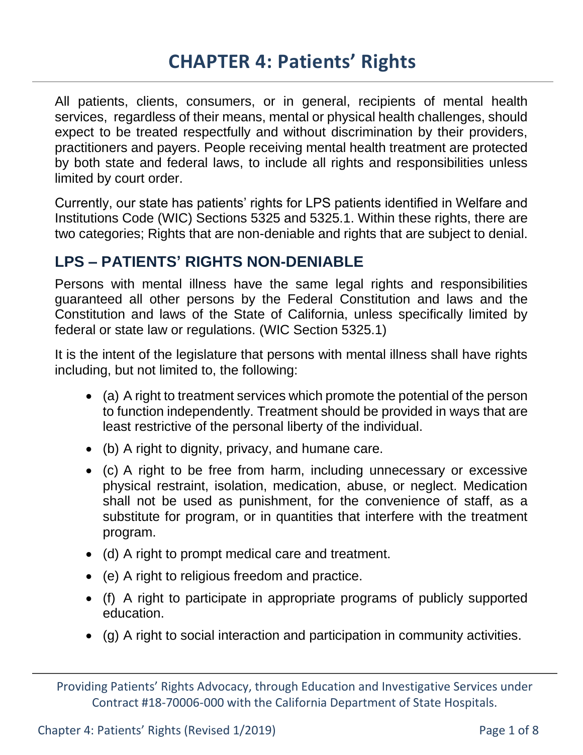# CHAPTER 4: Patients' Rights

All patients, clients, consumers, or in general, recipients of mental health services, regardless of their means, mental or physical health challenges, should expect to be treated respectfully and without discrimination by their providers, practitioners and payers. People receiving mental health treatment are protected by both state and federal laws, to include all rights and responsibilities unless limited by court order.

Currently, our state has patients' rights for LPS patients identified in Welfare and Institutions Code (WIC) Sections 5325 and 5325.1. Within these rights, there are two categories; Rights that are non-deniable and rights that are subject to denial.

## LPS – PATIENTS' RIGHTS NON-DENIABLE

Persons with mental illness have the same legal rights and responsibilities guaranteed all other persons by the Federal Constitution and laws and the Constitution and laws of the State of California, unless specifically limited by federal or state law or regulations. (WIC Section 5325.1)

It is the intent of the legislature that persons with mental illness shall have rights including, but not limited to, the following:

- (a) A right to treatment services which promote the potential of the person to function independently. Treatment should be provided in ways that are least restrictive of the personal liberty of the individual.
- (b) A right to dignity, privacy, and humane care.
- (c) A right to be free from harm, including unnecessary or excessive physical restraint, isolation, medication, abuse, or neglect. Medication shall not be used as punishment, for the convenience of staff, as a substitute for program, or in quantities that interfere with the treatment program.
- (d) A right to prompt medical care and treatment.
- (e) A right to religious freedom and practice.
- (f) A right to participate in appropriate programs of publicly supported education.
- (g) A right to social interaction and participation in community activities.

Providing Patients' Rights Advocacy, through Education and Investigative Services under Contract #18-70006-000 with the California Department of State Hospitals.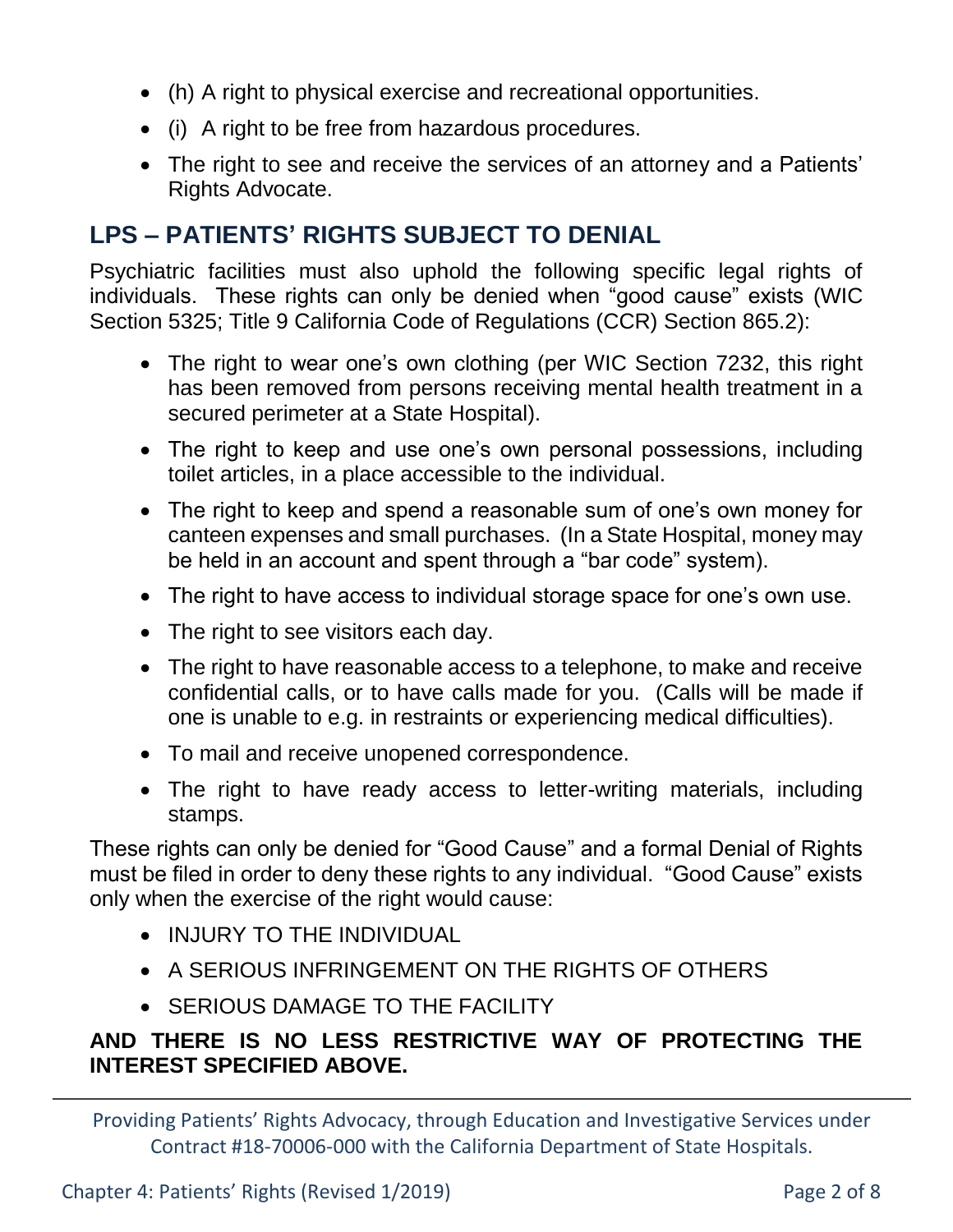- (h) A right to physical exercise and recreational opportunities.
- (i) A right to be free from hazardous procedures.
- The right to see and receive the services of an attorney and a Patients' Rights Advocate.

## LPS – PATIENTS' RIGHTS SUBJECT TO DENIAL

Psychiatric facilities must also uphold the following specific legal rights of individuals. These rights can only be denied when "good cause" exists (WIC Section 5325; Title 9 California Code of Regulations (CCR) Section 865.2):

- The right to wear one's own clothing (per WIC Section 7232, this right has been removed from persons receiving mental health treatment in a secured perimeter at a State Hospital).
- The right to keep and use one's own personal possessions, including toilet articles, in a place accessible to the individual.
- The right to keep and spend a reasonable sum of one's own money for canteen expenses and small purchases. (In a State Hospital, money may be held in an account and spent through a "bar code" system).
- The right to have access to individual storage space for one's own use.
- The right to see visitors each day.
- The right to have reasonable access to a telephone, to make and receive confidential calls, or to have calls made for you. (Calls will be made if one is unable to e.g. in restraints or experiencing medical difficulties).
- To mail and receive unopened correspondence.
- The right to have ready access to letter-writing materials, including stamps.

These rights can only be denied for "Good Cause" and a formal Denial of Rights must be filed in order to deny these rights to any individual. "Good Cause" exists only when the exercise of the right would cause:

- INJURY TO THE INDIVIDUAL
- A SERIOUS INFRINGEMENT ON THE RIGHTS OF OTHERS
- SERIOUS DAMAGE TO THE FACILITY

**AND THERE IS NO LESS RESTRICTIVE WAY OF PROTECTING THE INTEREST SPECIFIED ABOVE.**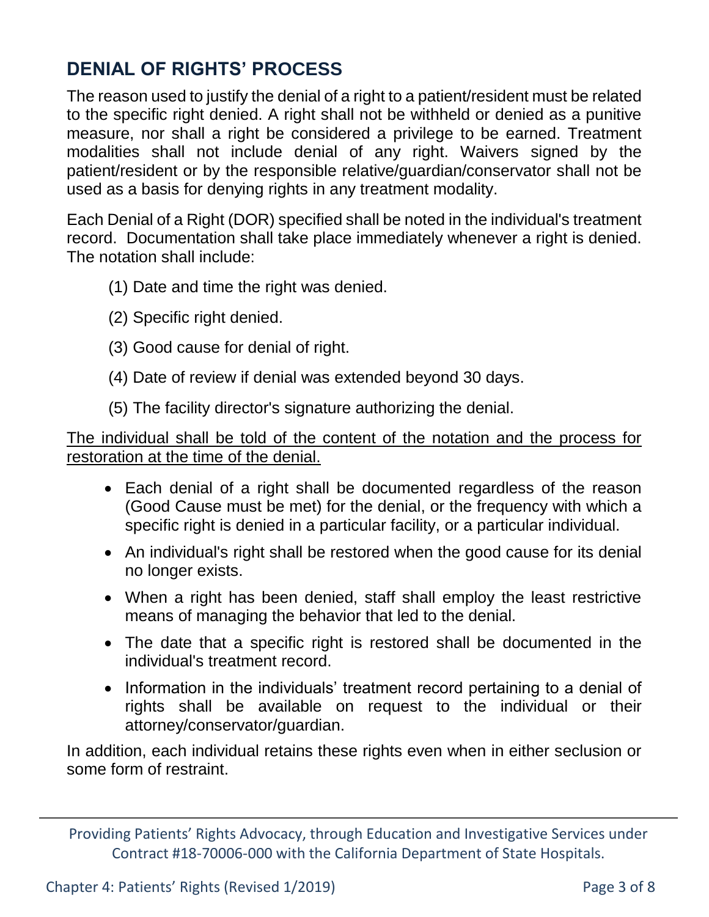## DENIAL OF RIGHTS' PROCESS

The reason used to justify the denial of a right to a patient/resident must be related to the specific right denied. A right shall not be withheld or denied as a punitive measure, nor shall a right be considered a privilege to be earned. Treatment modalities shall not include denial of any right. Waivers signed by the patient/resident or by the responsible relative/guardian/conservator shall not be used as a basis for denying rights in any treatment modality.

Each Denial of a Right (DOR) specified shall be noted in the individual's treatment record. Documentation shall take place immediately whenever a right is denied. The notation shall include:

(1) Date and time the right was denied.

(2) Specific right denied.

(3) Good cause for denial of right.

(4) Date of review if denial was extended beyond 30 days.

(5) The facility director's signature authorizing the denial.

<u>The individual shall be told of the content of the notation and the process for restoration at the time of the denial.</u>

- Each denial of a right shall be documented regardless of the reason (Good Cause must be met) for the denial, or the frequency with which a specific right is denied in a particular facility, or a particular individual.
- An individual's right shall be restored when the good cause for its denial no longer exists.
- When a right has been denied, staff shall employ the least restrictive means of managing the behavior that led to the denial.
- The date that a specific right is restored shall be documented in the individual's treatment record.
- Information in the individuals' treatment record pertaining to a denial of rights shall be available on request to the individual or their attorney/conservator/guardian.

In addition, each individual retains these rights even when in either seclusion or some form of restraint.

Providing Patients' Rights Advocacy, through Education and Investigative Services under Contract #18-70006-000 with the California Department of State Hospitals.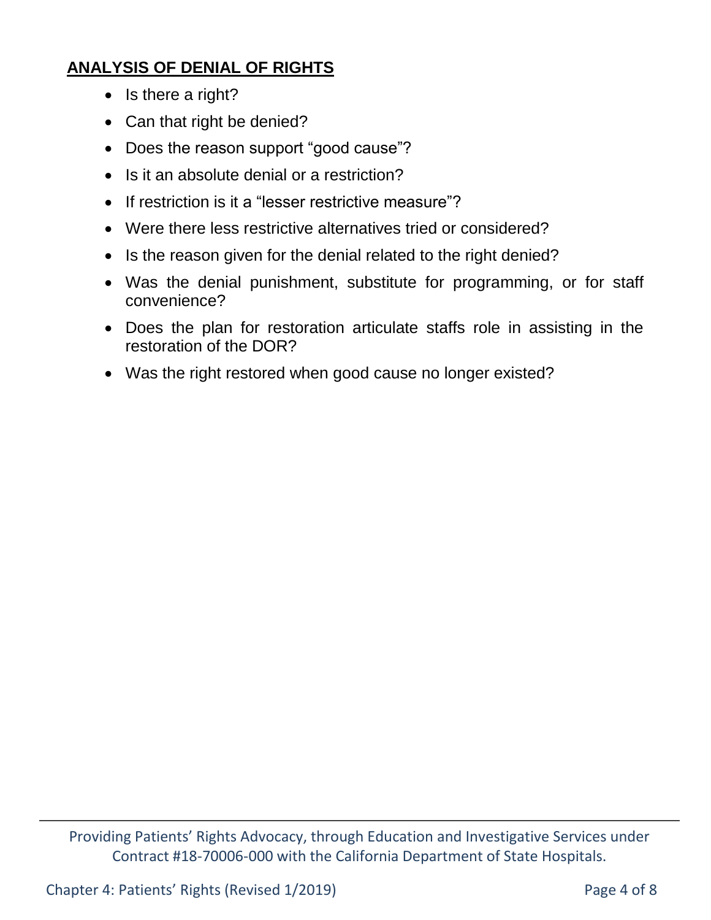## ANALYSIS OF DENIAL OF RIGHTS

- Is there a right?
- Can that right be denied?
- Does the reason support "good cause"?
- Is it an absolute denial or a restriction?
- If restriction is it a "lesser restrictive measure"?
- Were there less restrictive alternatives tried or considered?
- Is the reason given for the denial related to the right denied?
- Was the denial punishment, substitute for programming, or for staff convenience?
- Does the plan for restoration articulate staffs role in assisting in the restoration of the DOR?
- Was the right restored when good cause no longer existed?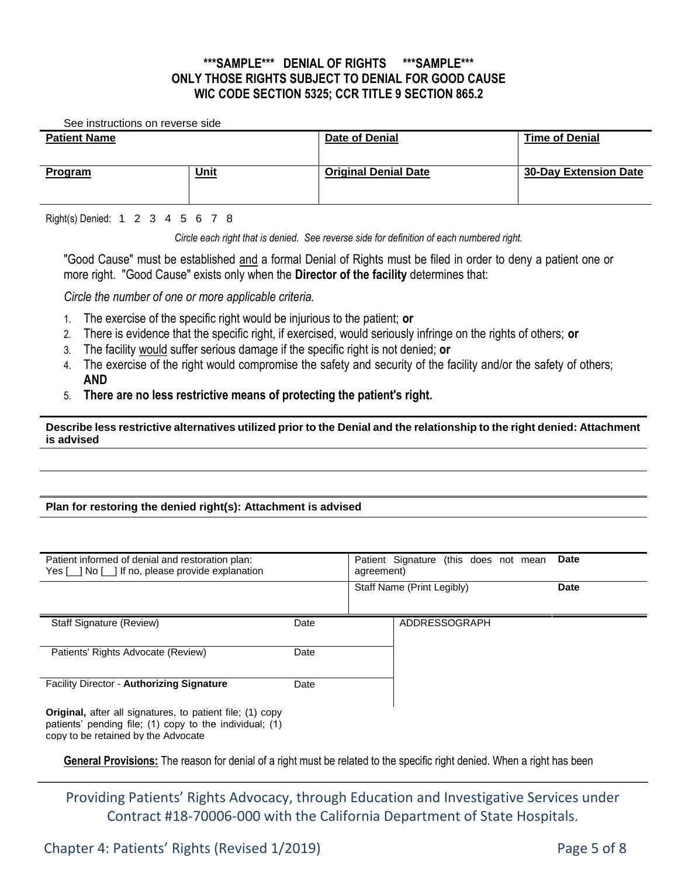**\*\*\*SAMPLE\*\*\* DENIAL OF RIGHTS \*\*\*SAMPLE\*\*\***
**ONLY THOSE RIGHTS SUBJECT TO DENIAL FOR GOOD CAUSE**
**WIC CODE SECTION 5325; CCR TITLE 9 SECTION 865.2**

See instructions on reverse side

| **Patient Name** | | **Date of Denial** | **Time of Denial** |
|---|---|---|---|
| **Program** | **Unit** | **Original Denial Date** | **30-Day Extension Date** |

Right(s) Denied: 1 2 3 4 5 6 7 8

*Circle each right that is denied. See reverse side for definition of each numbered right.*

"Good Cause" must be established and a formal Denial of Rights must be filed in order to deny a patient one or more right. "Good Cause" exists only when the **Director of the facility** determines that:

*Circle the number of one or more applicable criteria.*

1. The exercise of the specific right would be injurious to the patient; **or**
2. There is evidence that the specific right, if exercised, would seriously infringe on the rights of others; **or**
3. The facility would suffer serious damage if the specific right is not denied; **or**
4. The exercise of the right would compromise the safety and security of the facility and/or the safety of others; **AND**
5. **There are no less restrictive means of protecting the patient's right.**

**Describe less restrictive alternatives utilized prior to the Denial and the relationship to the right denied: Attachment is advised**

**Plan for restoring the denied right(s): Attachment is advised**

| Patient informed of denial and restoration plan: Yes [__] No [__] If no, please provide explanation | Patient Signature (this does not mean agreement) | **Date** |
|---|---|---|
| | Staff Name (Print Legibly) | **Date** |

| Staff Signature (Review) | Date | ADDRESSOGRAPH |
|---|---|---|
| Patients' Rights Advocate (Review) | Date | |
| Facility Director - **Authorizing Signature** | Date | |

**Original,** after all signatures, to patient file; (1) copy patients' pending file; (1) copy to the individual; (1) copy to be retained by the Advocate

**General Provisions:** The reason for denial of a right must be related to the specific right denied. When a right has been

Providing Patients' Rights Advocacy, through Education and Investigative Services under Contract #18-70006-000 with the California Department of State Hospitals.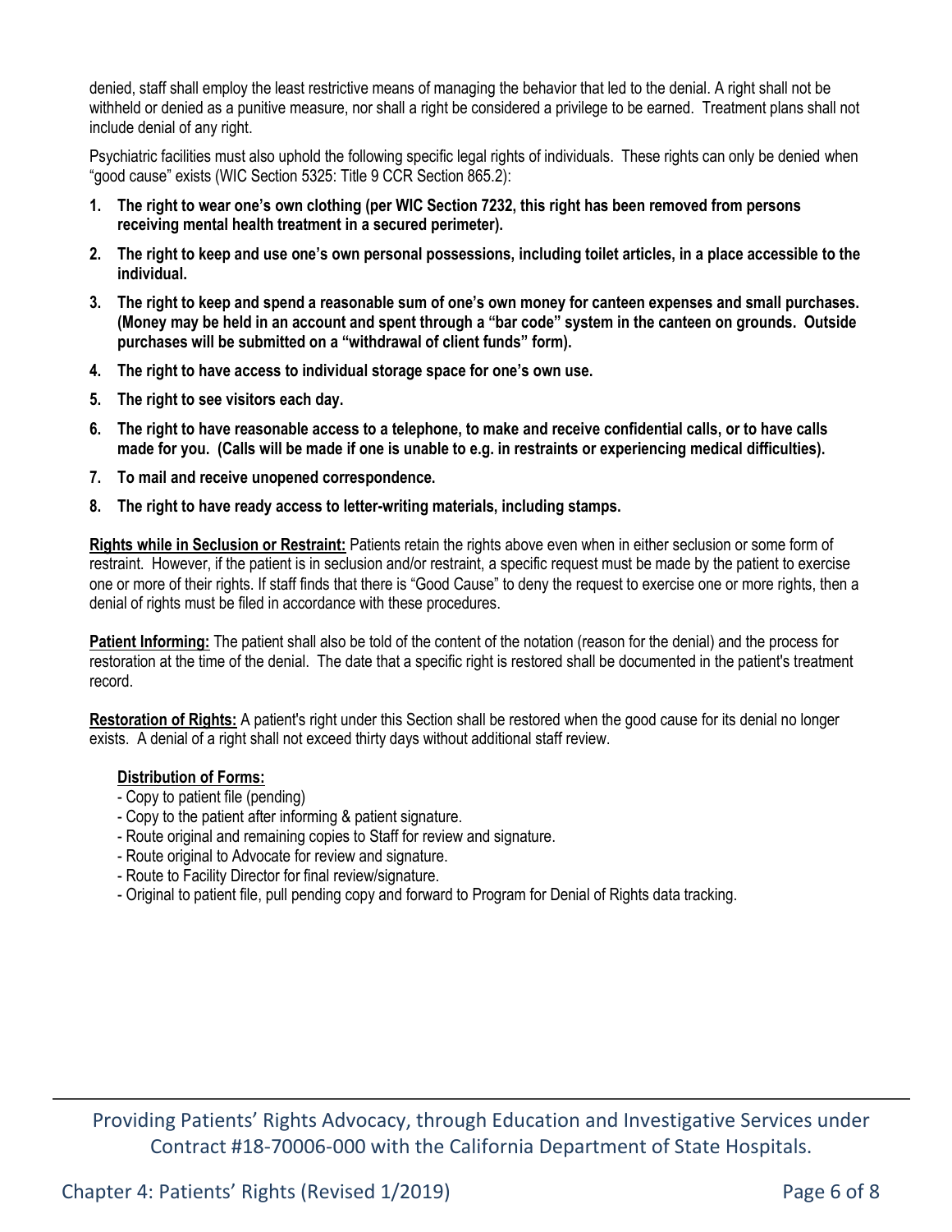denied, staff shall employ the least restrictive means of managing the behavior that led to the denial. A right shall not be withheld or denied as a punitive measure, nor shall a right be considered a privilege to be earned. Treatment plans shall not include denial of any right.

Psychiatric facilities must also uphold the following specific legal rights of individuals. These rights can only be denied when "good cause" exists (WIC Section 5325: Title 9 CCR Section 865.2):

1. **The right to wear one's own clothing (per WIC Section 7232, this right has been removed from persons receiving mental health treatment in a secured perimeter).**
2. **The right to keep and use one's own personal possessions, including toilet articles, in a place accessible to the individual.**
3. **The right to keep and spend a reasonable sum of one's own money for canteen expenses and small purchases. (Money may be held in an account and spent through a "bar code" system in the canteen on grounds. Outside purchases will be submitted on a "withdrawal of client funds" form).**
4. **The right to have access to individual storage space for one's own use.**
5. **The right to see visitors each day.**
6. **The right to have reasonable access to a telephone, to make and receive confidential calls, or to have calls made for you. (Calls will be made if one is unable to e.g. in restraints or experiencing medical difficulties).**
7. **To mail and receive unopened correspondence.**
8. **The right to have ready access to letter-writing materials, including stamps.**

**Rights while in Seclusion or Restraint:** Patients retain the rights above even when in either seclusion or some form of restraint. However, if the patient is in seclusion and/or restraint, a specific request must be made by the patient to exercise one or more of their rights. If staff finds that there is "Good Cause" to deny the request to exercise one or more rights, then a denial of rights must be filed in accordance with these procedures.

**Patient Informing:** The patient shall also be told of the content of the notation (reason for the denial) and the process for restoration at the time of the denial. The date that a specific right is restored shall be documented in the patient's treatment record.

**Restoration of Rights:** A patient's right under this Section shall be restored when the good cause for its denial no longer exists. A denial of a right shall not exceed thirty days without additional staff review.

**Distribution of Forms:**

- Copy to patient file (pending)
- Copy to the patient after informing & patient signature.
- Route original and remaining copies to Staff for review and signature.
- Route original to Advocate for review and signature.
- Route to Facility Director for final review/signature.
- Original to patient file, pull pending copy and forward to Program for Denial of Rights data tracking.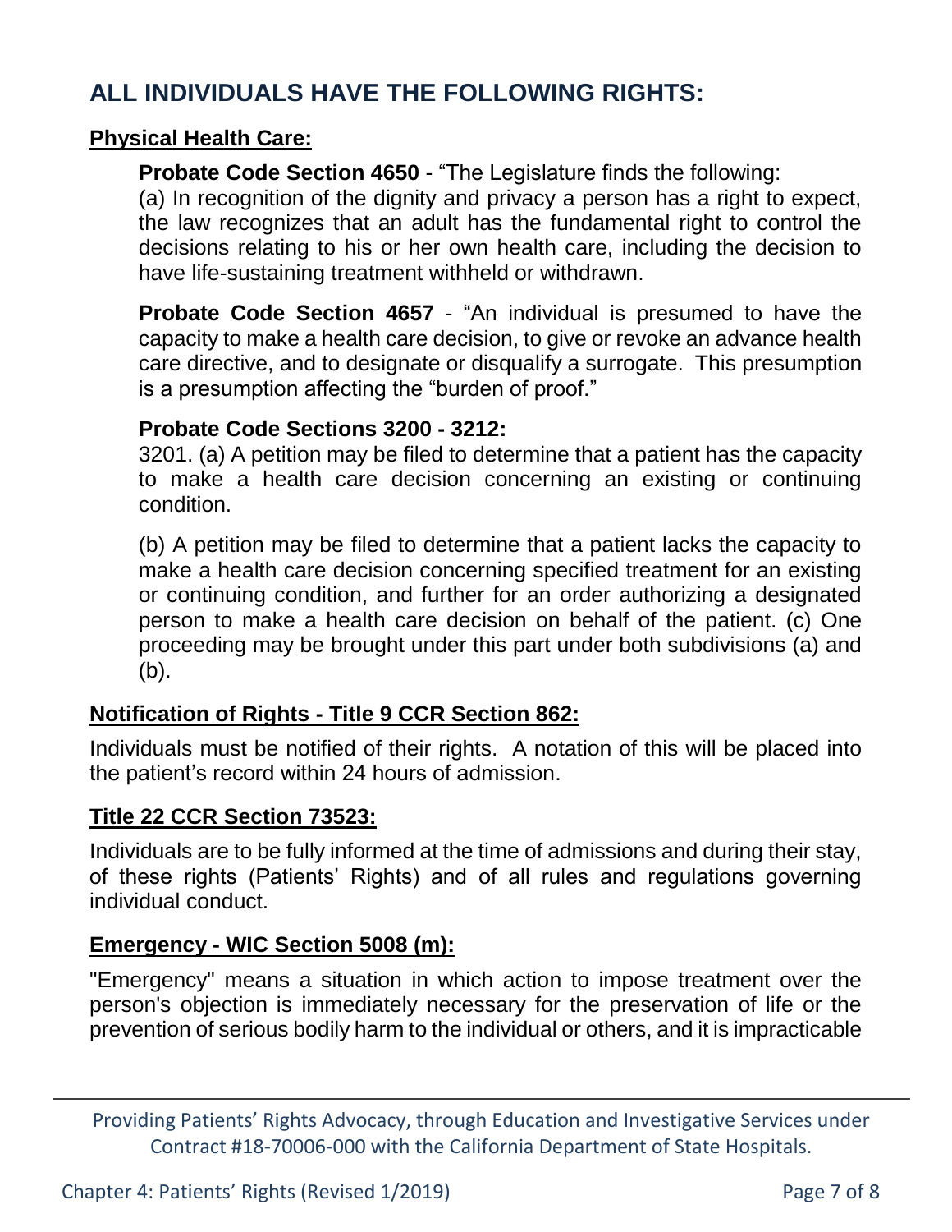## ALL INDIVIDUALS HAVE THE FOLLOWING RIGHTS:

### Physical Health Care:

**Probate Code Section 4650** - "The Legislature finds the following:

(a) In recognition of the dignity and privacy a person has a right to expect, the law recognizes that an adult has the fundamental right to control the decisions relating to his or her own health care, including the decision to have life-sustaining treatment withheld or withdrawn.

**Probate Code Section 4657** - "An individual is presumed to have the capacity to make a health care decision, to give or revoke an advance health care directive, and to designate or disqualify a surrogate. This presumption is a presumption affecting the "burden of proof."

**Probate Code Sections 3200 - 3212:**

3201. (a) A petition may be filed to determine that a patient has the capacity to make a health care decision concerning an existing or continuing condition.

(b) A petition may be filed to determine that a patient lacks the capacity to make a health care decision concerning specified treatment for an existing or continuing condition, and further for an order authorizing a designated person to make a health care decision on behalf of the patient. (c) One proceeding may be brought under this part under both subdivisions (a) and (b).

### Notification of Rights - Title 9 CCR Section 862:

Individuals must be notified of their rights. A notation of this will be placed into the patient's record within 24 hours of admission.

### Title 22 CCR Section 73523:

Individuals are to be fully informed at the time of admissions and during their stay, of these rights (Patients' Rights) and of all rules and regulations governing individual conduct.

### Emergency - WIC Section 5008 (m):

"Emergency" means a situation in which action to impose treatment over the person's objection is immediately necessary for the preservation of life or the prevention of serious bodily harm to the individual or others, and it is impracticable

Providing Patients' Rights Advocacy, through Education and Investigative Services under Contract #18-70006-000 with the California Department of State Hospitals.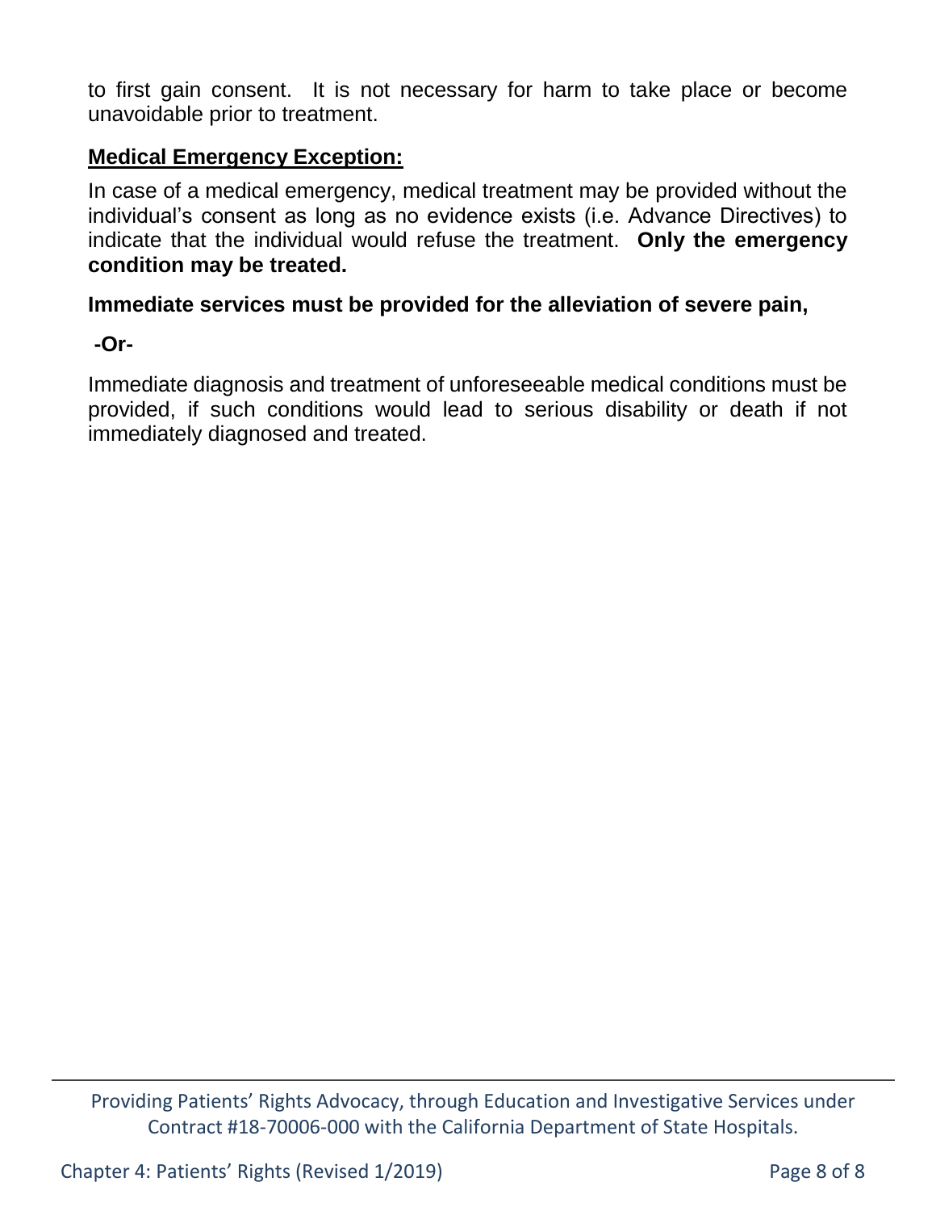to first gain consent. It is not necessary for harm to take place or become unavoidable prior to treatment.

**Medical Emergency Exception:**

In case of a medical emergency, medical treatment may be provided without the individual's consent as long as no evidence exists (i.e. Advance Directives) to indicate that the individual would refuse the treatment. **Only the emergency condition may be treated.**

**Immediate services must be provided for the alleviation of severe pain,**

**-Or-**

Immediate diagnosis and treatment of unforeseeable medical conditions must be provided, if such conditions would lead to serious disability or death if not immediately diagnosed and treated.

Providing Patients' Rights Advocacy, through Education and Investigative Services under Contract #18-70006-000 with the California Department of State Hospitals.